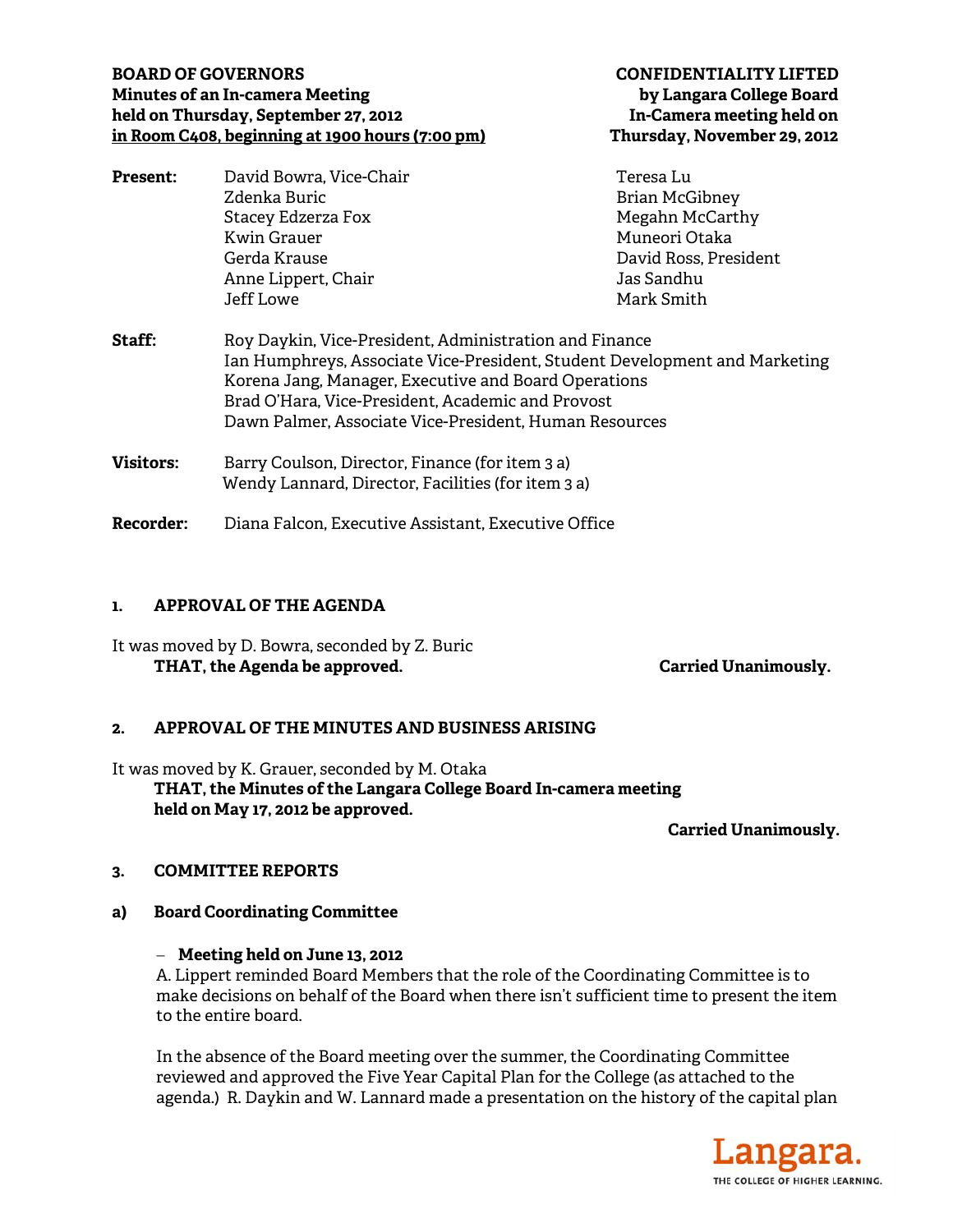**BOARD OF GOVERNORS**
**Minutes of an In-camera Meeting**
**held on Thursday, September 27, 2012**
**in Room C408, beginning at 1900 hours (7:00 pm)**

**CONFIDENTIALITY LIFTED**
**by Langara College Board**
**In-Camera meeting held on**
**Thursday, November 29, 2012**

**Present:**
David Bowra, Vice-Chair
Zdenka Buric
Stacey Edzerza Fox
Kwin Grauer
Gerda Krause
Anne Lippert, Chair
Jeff Lowe
Teresa Lu
Brian McGibney
Megahn McCarthy
Muneori Otaka
David Ross, President
Jas Sandhu
Mark Smith

**Staff:**
Roy Daykin, Vice-President, Administration and Finance
Ian Humphreys, Associate Vice-President, Student Development and Marketing
Korena Jang, Manager, Executive and Board Operations
Brad O'Hara, Vice-President, Academic and Provost
Dawn Palmer, Associate Vice-President, Human Resources

**Visitors:**
Barry Coulson, Director, Finance (for item 3 a)
Wendy Lannard, Director, Facilities (for item 3 a)

**Recorder:** Diana Falcon, Executive Assistant, Executive Office

## 1. APPROVAL OF THE AGENDA

It was moved by D. Bowra, seconded by Z. Buric

**THAT, the Agenda be approved.** **Carried Unanimously.**

## 2. APPROVAL OF THE MINUTES AND BUSINESS ARISING

It was moved by K. Grauer, seconded by M. Otaka

**THAT, the Minutes of the Langara College Board In-camera meeting held on May 17, 2012 be approved.**

**Carried Unanimously.**

## 3. COMMITTEE REPORTS

### a) Board Coordinating Committee

– **Meeting held on June 13, 2012**

A. Lippert reminded Board Members that the role of the Coordinating Committee is to make decisions on behalf of the Board when there isn't sufficient time to present the item to the entire board.

In the absence of the Board meeting over the summer, the Coordinating Committee reviewed and approved the Five Year Capital Plan for the College (as attached to the agenda.) R. Daykin and W. Lannard made a presentation on the history of the capital plan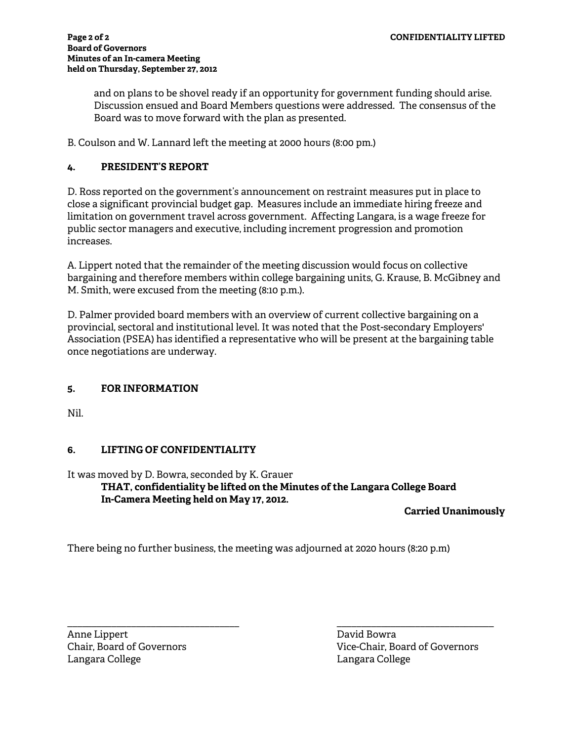and on plans to be shovel ready if an opportunity for government funding should arise. Discussion ensued and Board Members questions were addressed. The consensus of the Board was to move forward with the plan as presented.

B. Coulson and W. Lannard left the meeting at 2000 hours (8:00 pm.)

## 4. PRESIDENT'S REPORT

D. Ross reported on the government's announcement on restraint measures put in place to close a significant provincial budget gap. Measures include an immediate hiring freeze and limitation on government travel across government. Affecting Langara, is a wage freeze for public sector managers and executive, including increment progression and promotion increases.

A. Lippert noted that the remainder of the meeting discussion would focus on collective bargaining and therefore members within college bargaining units, G. Krause, B. McGibney and M. Smith, were excused from the meeting (8:10 p.m.).

D. Palmer provided board members with an overview of current collective bargaining on a provincial, sectoral and institutional level. It was noted that the Post-secondary Employers' Association (PSEA) has identified a representative who will be present at the bargaining table once negotiations are underway.

## 5. FOR INFORMATION

Nil.

## 6. LIFTING OF CONFIDENTIALITY

It was moved by D. Bowra, seconded by K. Grauer

**THAT, confidentiality be lifted on the Minutes of the Langara College Board In-Camera Meeting held on May 17, 2012.**

**Carried Unanimously**

There being no further business, the meeting was adjourned at 2020 hours (8:20 p.m)

\_\_\_\_\_\_\_\_\_\_\_\_\_\_\_\_\_\_\_\_\_\_\_\_\_\_\_\_\_\_
Anne Lippert
Chair, Board of Governors
Langara College

\_\_\_\_\_\_\_\_\_\_\_\_\_\_\_\_\_\_\_\_\_\_\_\_\_\_\_\_\_\_
David Bowra
Vice-Chair, Board of Governors
Langara College